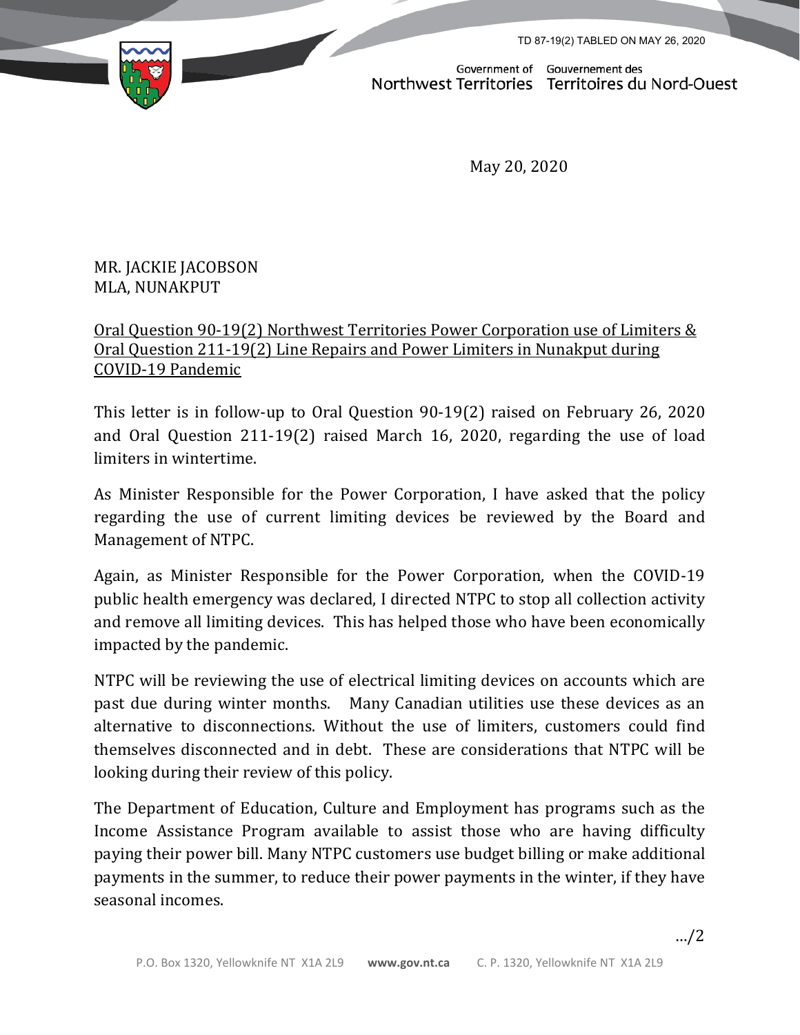TD 87-19(2) TABLED ON MAY 26, 2020

Government of Northwest Territories Gouvernement des Territoires du Nord-Ouest

May 20, 2020

MR. JACKIE JACOBSON
MLA, NUNAKPUT

Oral Question 90-19(2) Northwest Territories Power Corporation use of Limiters & Oral Question 211-19(2) Line Repairs and Power Limiters in Nunakput during COVID-19 Pandemic

This letter is in follow-up to Oral Question 90-19(2) raised on February 26, 2020 and Oral Question 211-19(2) raised March 16, 2020, regarding the use of load limiters in wintertime.

As Minister Responsible for the Power Corporation, I have asked that the policy regarding the use of current limiting devices be reviewed by the Board and Management of NTPC.

Again, as Minister Responsible for the Power Corporation, when the COVID-19 public health emergency was declared, I directed NTPC to stop all collection activity and remove all limiting devices. This has helped those who have been economically impacted by the pandemic.

NTPC will be reviewing the use of electrical limiting devices on accounts which are past due during winter months. Many Canadian utilities use these devices as an alternative to disconnections. Without the use of limiters, customers could find themselves disconnected and in debt. These are considerations that NTPC will be looking during their review of this policy.

The Department of Education, Culture and Employment has programs such as the Income Assistance Program available to assist those who are having difficulty paying their power bill. Many NTPC customers use budget billing or make additional payments in the summer, to reduce their power payments in the winter, if they have seasonal incomes.

…/2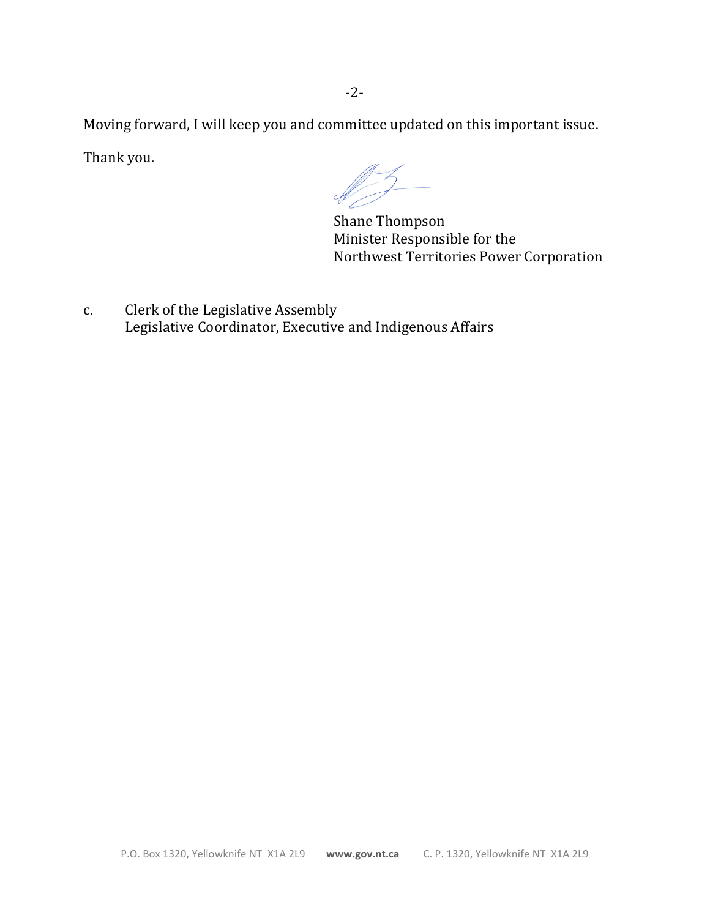Moving forward, I will keep you and committee updated on this important issue.

Thank you.

Shane Thompson
Minister Responsible for the
Northwest Territories Power Corporation

c. Clerk of the Legislative Assembly
Legislative Coordinator, Executive and Indigenous Affairs